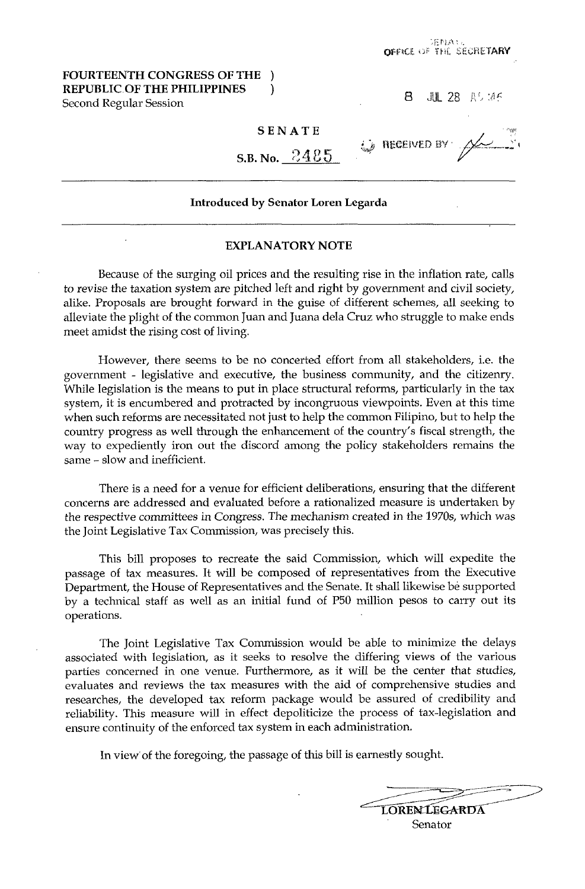SENATE
OFFICE OF THE SECRETARY

**FOURTEENTH CONGRESS OF THE REPUBLIC OF THE PHILIPPINES**
Second Regular Session

8 JUL 28 A9:46

RECEIVED BY

**SENATE**

**S.B. No. 2485**

---

**Introduced by Senator Loren Legarda**

---

## EXPLANATORY NOTE

Because of the surging oil prices and the resulting rise in the inflation rate, calls to revise the taxation system are pitched left and right by government and civil society, alike. Proposals are brought forward in the guise of different schemes, all seeking to alleviate the plight of the common Juan and Juana dela Cruz who struggle to make ends meet amidst the rising cost of living.

However, there seems to be no concerted effort from all stakeholders, i.e. the government - legislative and executive, the business community, and the citizenry. While legislation is the means to put in place structural reforms, particularly in the tax system, it is encumbered and protracted by incongruous viewpoints. Even at this time when such reforms are necessitated not just to help the common Filipino, but to help the country progress as well through the enhancement of the country's fiscal strength, the way to expediently iron out the discord among the policy stakeholders remains the same – slow and inefficient.

There is a need for a venue for efficient deliberations, ensuring that the different concerns are addressed and evaluated before a rationalized measure is undertaken by the respective committees in Congress. The mechanism created in the 1970s, which was the Joint Legislative Tax Commission, was precisely this.

This bill proposes to recreate the said Commission, which will expedite the passage of tax measures. It will be composed of representatives from the Executive Department, the House of Representatives and the Senate. It shall likewise be supported by a technical staff as well as an initial fund of P50 million pesos to carry out its operations.

The Joint Legislative Tax Commission would be able to minimize the delays associated with legislation, as it seeks to resolve the differing views of the various parties concerned in one venue. Furthermore, as it will be the center that studies, evaluates and reviews the tax measures with the aid of comprehensive studies and researches, the developed tax reform package would be assured of credibility and reliability. This measure will in effect depoliticize the process of tax-legislation and ensure continuity of the enforced tax system in each administration.

In view of the foregoing, the passage of this bill is earnestly sought.

**LOREN LEGARDA**
Senator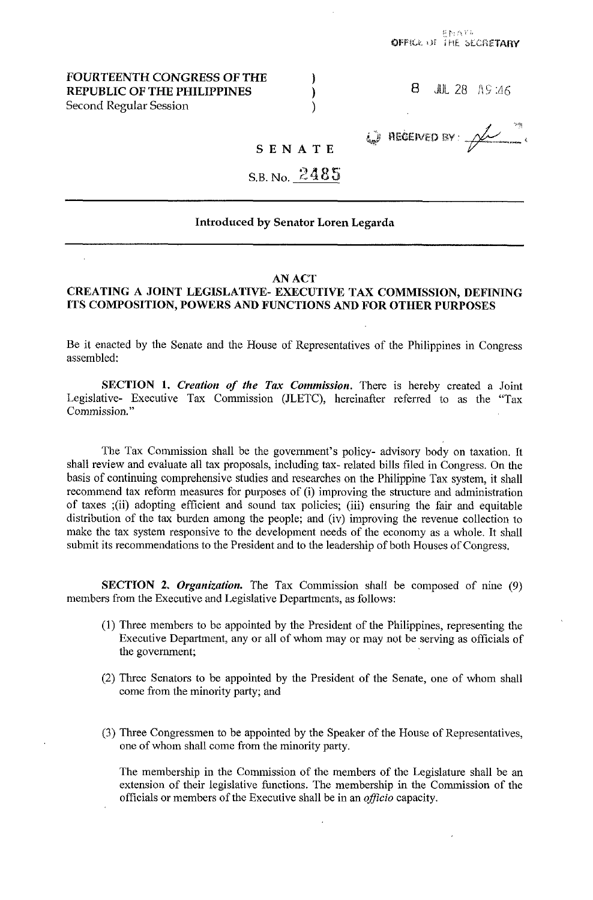SENATE
OFFICE OF THE SECRETARY

8 JUL 28 A9:46

RECEIVED BY:

FOURTEENTH CONGRESS OF THE )
REPUBLIC OF THE PHILIPPINES )
Second Regular Session )

SENATE

S.B. No. 2485

**Introduced by Senator Loren Legarda**

**AN ACT**
**CREATING A JOINT LEGISLATIVE- EXECUTIVE TAX COMMISSION, DEFINING ITS COMPOSITION, POWERS AND FUNCTIONS AND FOR OTHER PURPOSES**

Be it enacted by the Senate and the House of Representatives of the Philippines in Congress assembled:

**SECTION 1.** ***Creation of the Tax Commission.*** There is hereby created a Joint Legislative- Executive Tax Commission (JLETC), hereinafter referred to as the "Tax Commission."

The Tax Commission shall be the government's policy- advisory body on taxation. It shall review and evaluate all tax proposals, including tax- related bills filed in Congress. On the basis of continuing comprehensive studies and researches on the Philippine Tax system, it shall recommend tax reform measures for purposes of (i) improving the structure and administration of taxes ;(ii) adopting efficient and sound tax policies; (iii) ensuring the fair and equitable distribution of the tax burden among the people; and (iv) improving the revenue collection to make the tax system responsive to the development needs of the economy as a whole. It shall submit its recommendations to the President and to the leadership of both Houses of Congress.

**SECTION 2.** ***Organization.*** The Tax Commission shall be composed of nine (9) members from the Executive and Legislative Departments, as follows:

(1) Three members to be appointed by the President of the Philippines, representing the Executive Department, any or all of whom may or may not be serving as officials of the government;

(2) Three Senators to be appointed by the President of the Senate, one of whom shall come from the minority party; and

(3) Three Congressmen to be appointed by the Speaker of the House of Representatives, one of whom shall come from the minority party.

The membership in the Commission of the members of the Legislature shall be an extension of their legislative functions. The membership in the Commission of the officials or members of the Executive shall be in an *officio* capacity.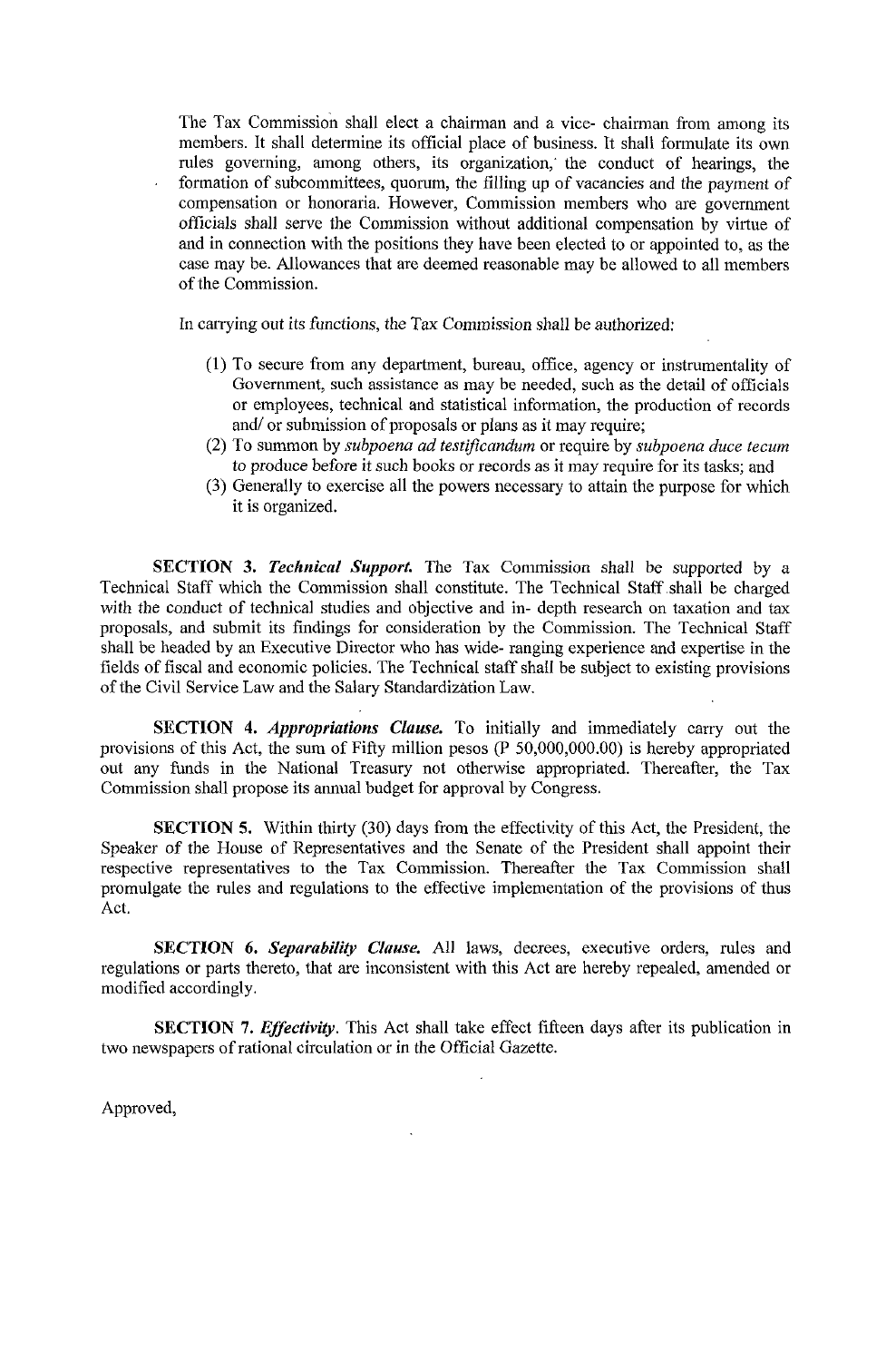The Tax Commission shall elect a chairman and a vice- chairman from among its members. It shall determine its official place of business. It shall formulate its own rules governing, among others, its organization, the conduct of hearings, the formation of subcommittees, quorum, the filling up of vacancies and the payment of compensation or honoraria. However, Commission members who are government officials shall serve the Commission without additional compensation by virtue of and in connection with the positions they have been elected to or appointed to, as the case may be. Allowances that are deemed reasonable may be allowed to all members of the Commission.

In carrying out its functions, the Tax Commission shall be authorized:

(1) To secure from any department, bureau, office, agency or instrumentality of Government, such assistance as may be needed, such as the detail of officials or employees, technical and statistical information, the production of records and/ or submission of proposals or plans as it may require;
(2) To summon by *subpoena ad testificandum* or require by *subpoena duce tecum* to produce before it such books or records as it may require for its tasks; and
(3) Generally to exercise all the powers necessary to attain the purpose for which it is organized.

**SECTION 3.** ***Technical Support.*** The Tax Commission shall be supported by a Technical Staff which the Commission shall constitute. The Technical Staff shall be charged with the conduct of technical studies and objective and in- depth research on taxation and tax proposals, and submit its findings for consideration by the Commission. The Technical Staff shall be headed by an Executive Director who has wide- ranging experience and expertise in the fields of fiscal and economic policies. The Technical staff shall be subject to existing provisions of the Civil Service Law and the Salary Standardization Law.

**SECTION 4.** ***Appropriations Clause.*** To initially and immediately carry out the provisions of this Act, the sum of Fifty million pesos (P 50,000,000.00) is hereby appropriated out any funds in the National Treasury not otherwise appropriated. Thereafter, the Tax Commission shall propose its annual budget for approval by Congress.

**SECTION 5.** Within thirty (30) days from the effectivity of this Act, the President, the Speaker of the House of Representatives and the Senate of the President shall appoint their respective representatives to the Tax Commission. Thereafter the Tax Commission shall promulgate the rules and regulations to the effective implementation of the provisions of thus Act.

**SECTION 6.** ***Separability Clause.*** All laws, decrees, executive orders, rules and regulations or parts thereto, that are inconsistent with this Act are hereby repealed, amended or modified accordingly.

**SECTION 7.** ***Effectivity.*** This Act shall take effect fifteen days after its publication in two newspapers of rational circulation or in the Official Gazette.

Approved,